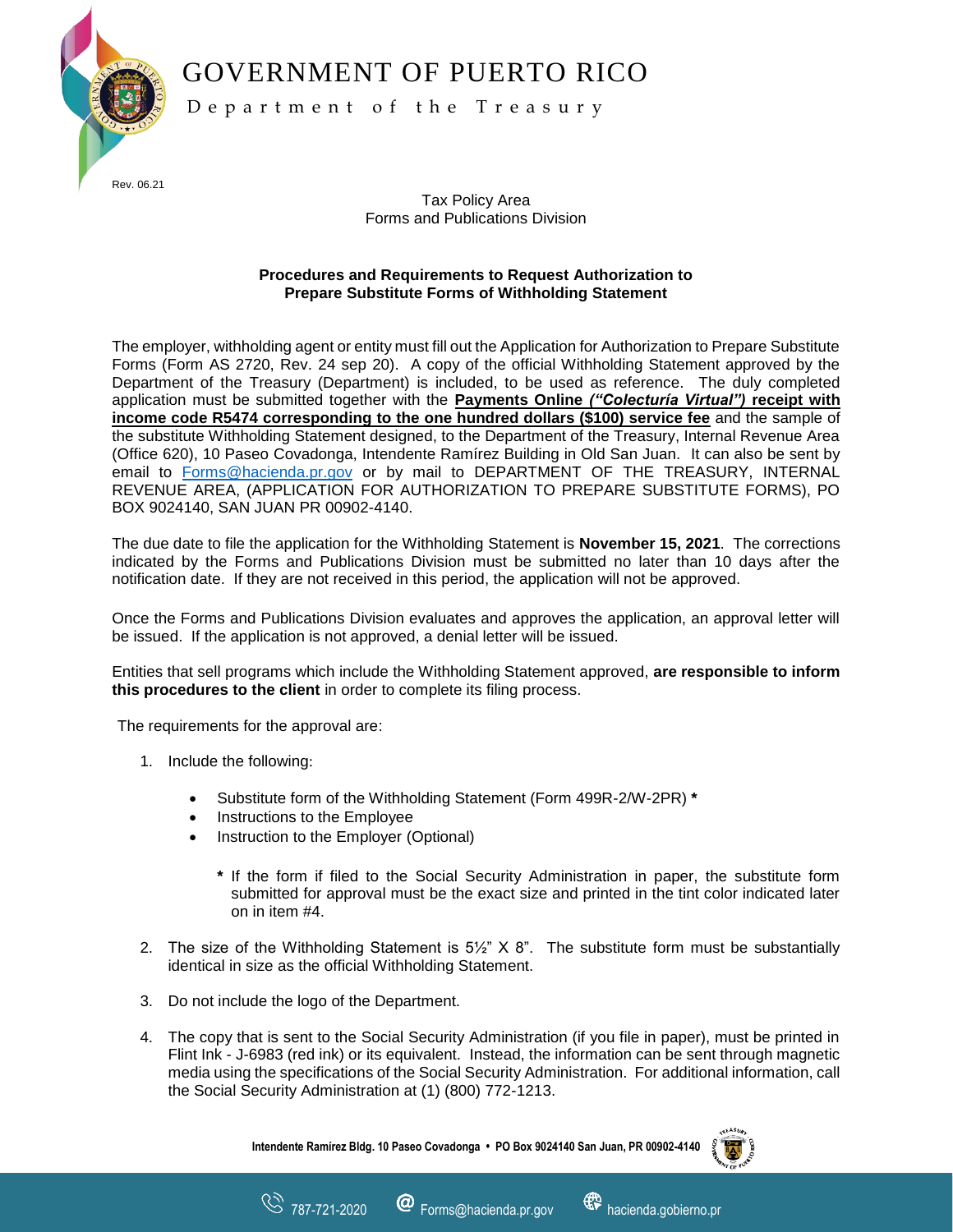# GOVERNMENT OF PUERTO RICO

Department of the Treasury

Rev. 06.21

Tax Policy Area
Forms and Publications Division

**Procedures and Requirements to Request Authorization to Prepare Substitute Forms of Withholding Statement**

The employer, withholding agent or entity must fill out the Application for Authorization to Prepare Substitute Forms (Form AS 2720, Rev. 24 sep 20). A copy of the official Withholding Statement approved by the Department of the Treasury (Department) is included, to be used as reference. The duly completed application must be submitted together with the **Payments Online *("Colecturía Virtual")* receipt with income code R5474 corresponding to the one hundred dollars ($100) service fee** and the sample of the substitute Withholding Statement designed, to the Department of the Treasury, Internal Revenue Area (Office 620), 10 Paseo Covadonga, Intendente Ramírez Building in Old San Juan. It can also be sent by email to Forms@hacienda.pr.gov or by mail to DEPARTMENT OF THE TREASURY, INTERNAL REVENUE AREA, (APPLICATION FOR AUTHORIZATION TO PREPARE SUBSTITUTE FORMS), PO BOX 9024140, SAN JUAN PR 00902-4140.

The due date to file the application for the Withholding Statement is **November 15, 2021**. The corrections indicated by the Forms and Publications Division must be submitted no later than 10 days after the notification date. If they are not received in this period, the application will not be approved.

Once the Forms and Publications Division evaluates and approves the application, an approval letter will be issued. If the application is not approved, a denial letter will be issued.

Entities that sell programs which include the Withholding Statement approved, **are responsible to inform this procedures to the client** in order to complete its filing process.

The requirements for the approval are:

1. Include the following:

   - Substitute form of the Withholding Statement (Form 499R-2/W-2PR) **\***
   - Instructions to the Employee
   - Instruction to the Employer (Optional)

     **\*** If the form if filed to the Social Security Administration in paper, the substitute form submitted for approval must be the exact size and printed in the tint color indicated later on in item #4.

2. The size of the Withholding Statement is 5½" X 8". The substitute form must be substantially identical in size as the official Withholding Statement.

3. Do not include the logo of the Department.

4. The copy that is sent to the Social Security Administration (if you file in paper), must be printed in Flint Ink - J-6983 (red ink) or its equivalent. Instead, the information can be sent through magnetic media using the specifications of the Social Security Administration. For additional information, call the Social Security Administration at (1) (800) 772-1213.

Intendente Ramírez Bldg. 10 Paseo Covadonga • PO Box 9024140 San Juan, PR 00902-4140

787-721-2020 Forms@hacienda.pr.gov hacienda.gobierno.pr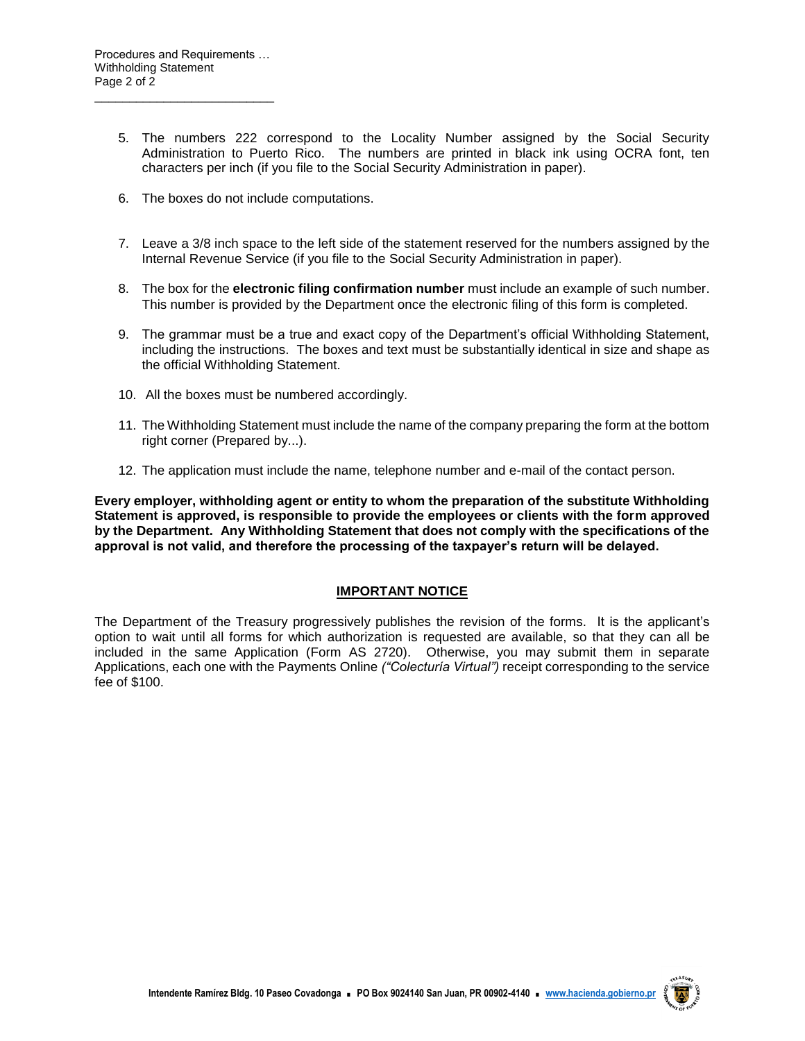5. The numbers 222 correspond to the Locality Number assigned by the Social Security Administration to Puerto Rico. The numbers are printed in black ink using OCRA font, ten characters per inch (if you file to the Social Security Administration in paper).

6. The boxes do not include computations.

7. Leave a 3/8 inch space to the left side of the statement reserved for the numbers assigned by the Internal Revenue Service (if you file to the Social Security Administration in paper).

8. The box for the **electronic filing confirmation number** must include an example of such number. This number is provided by the Department once the electronic filing of this form is completed.

9. The grammar must be a true and exact copy of the Department's official Withholding Statement, including the instructions. The boxes and text must be substantially identical in size and shape as the official Withholding Statement.

10. All the boxes must be numbered accordingly.

11. The Withholding Statement must include the name of the company preparing the form at the bottom right corner (Prepared by...).

12. The application must include the name, telephone number and e-mail of the contact person.

**Every employer, withholding agent or entity to whom the preparation of the substitute Withholding Statement is approved, is responsible to provide the employees or clients with the form approved by the Department. Any Withholding Statement that does not comply with the specifications of the approval is not valid, and therefore the processing of the taxpayer's return will be delayed.**

## IMPORTANT NOTICE

The Department of the Treasury progressively publishes the revision of the forms. It is the applicant's option to wait until all forms for which authorization is requested are available, so that they can all be included in the same Application (Form AS 2720). Otherwise, you may submit them in separate Applications, each one with the Payments Online *("Colecturía Virtual")* receipt corresponding to the service fee of $100.